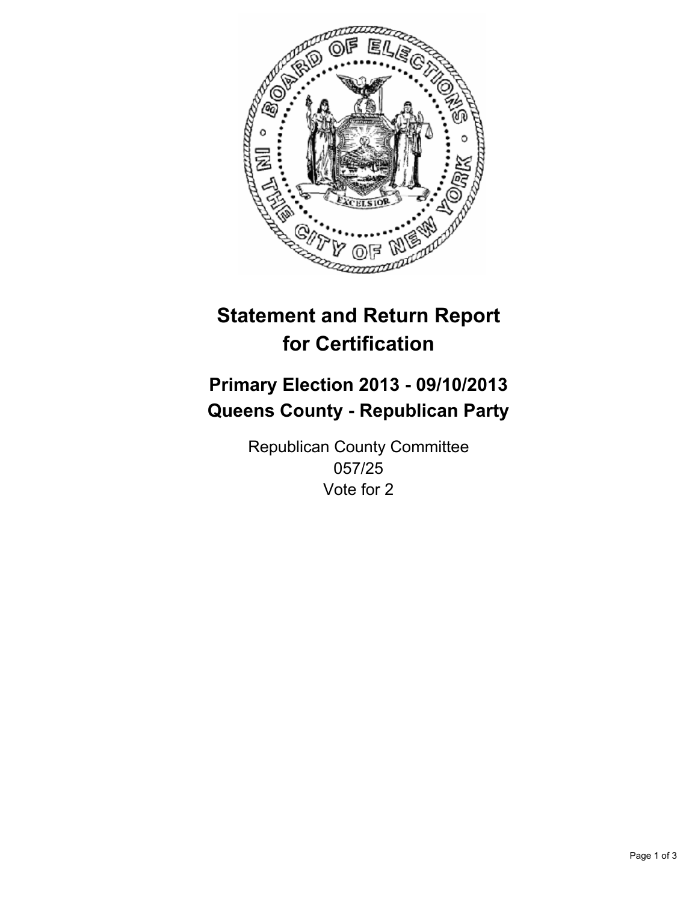# Statement and Return Report for Certification

## Primary Election 2013 - 09/10/2013
## Queens County - Republican Party

Republican County Committee
057/25
Vote for 2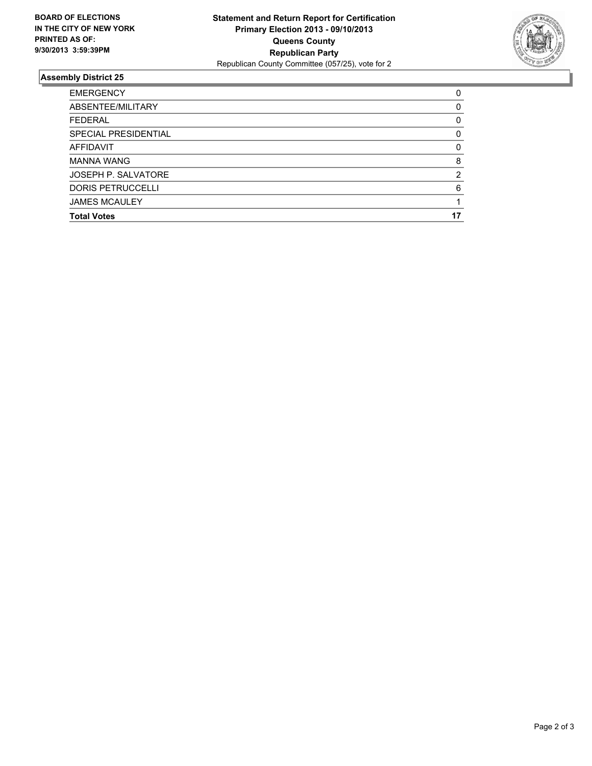**BOARD OF ELECTIONS IN THE CITY OF NEW YORK PRINTED AS OF: 9/30/2013 3:59:39PM**

**Statement and Return Report for Certification**
**Primary Election 2013 - 09/10/2013**
**Queens County**
**Republican Party**
Republican County Committee (057/25), vote for 2

## Assembly District 25

| | |
|---|---|
| EMERGENCY | 0 |
| ABSENTEE/MILITARY | 0 |
| FEDERAL | 0 |
| SPECIAL PRESIDENTIAL | 0 |
| AFFIDAVIT | 0 |
| MANNA WANG | 8 |
| JOSEPH P. SALVATORE | 2 |
| DORIS PETRUCCELLI | 6 |
| JAMES MCAULEY | 1 |
| **Total Votes** | **17** |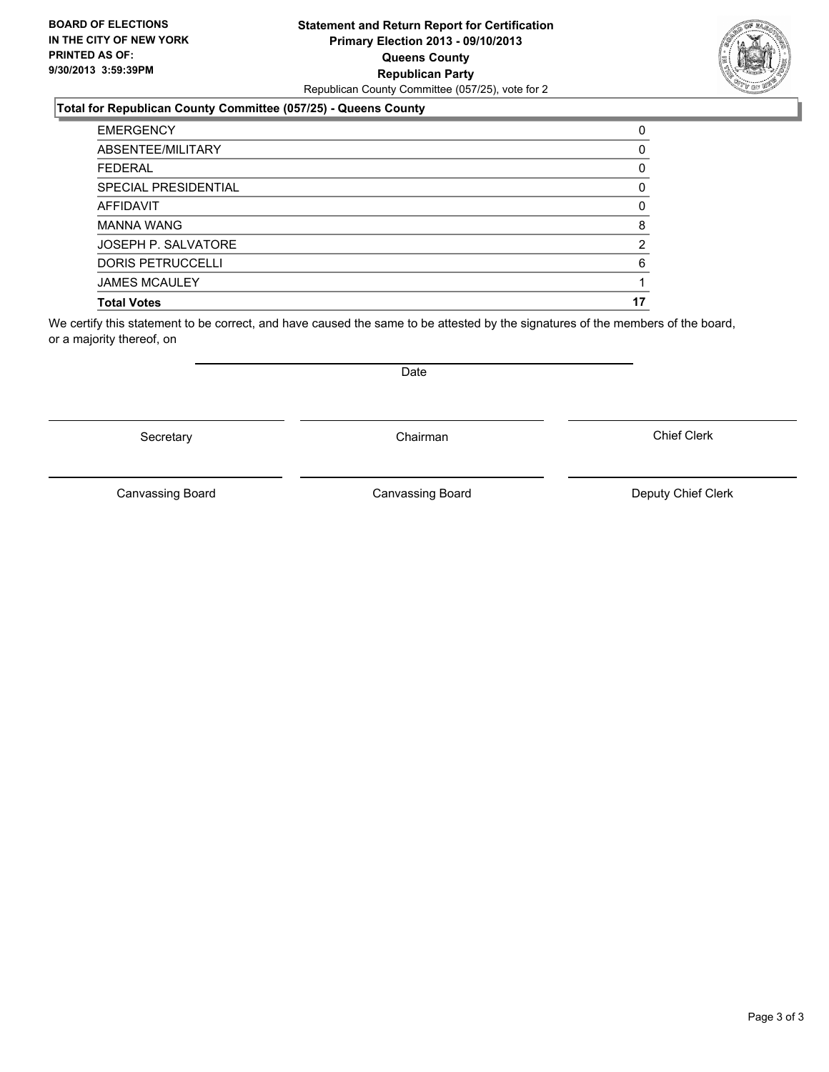**BOARD OF ELECTIONS IN THE CITY OF NEW YORK PRINTED AS OF: 9/30/2013 3:59:39PM**

**Statement and Return Report for Certification**
**Primary Election 2013 - 09/10/2013**
**Queens County**
**Republican Party**
Republican County Committee (057/25), vote for 2

**Total for Republican County Committee (057/25) - Queens County**

| | |
|---|---|
| EMERGENCY | 0 |
| ABSENTEE/MILITARY | 0 |
| FEDERAL | 0 |
| SPECIAL PRESIDENTIAL | 0 |
| AFFIDAVIT | 0 |
| MANNA WANG | 8 |
| JOSEPH P. SALVATORE | 2 |
| DORIS PETRUCCELLI | 6 |
| JAMES MCAULEY | 1 |
| **Total Votes** | **17** |

We certify this statement to be correct, and have caused the same to be attested by the signatures of the members of the board, or a majority thereof, on

Date

Secretary

Chairman

Chief Clerk

Canvassing Board

Canvassing Board

Deputy Chief Clerk